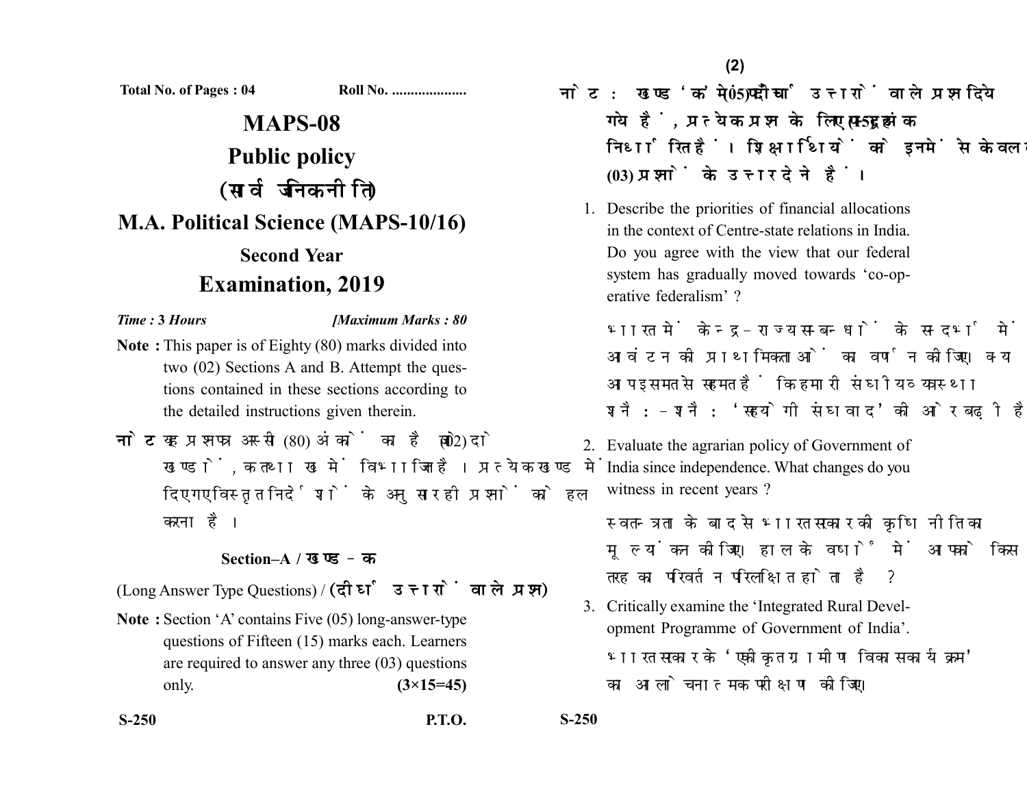Total No. of Pages : 04 Roll No. ....................

# MAPS-08

## Public policy

## (सार्वजनिक नीति)

## M.A. Political Science (MAPS-10/16)

### Second Year

## Examination, 2019

*Time :* **3 Hours** *[Maximum Marks : 80*

**Note :** This paper is of Eighty (80) marks divided into two (02) Sections A and B. Attempt the questions contained in these sections according to the detailed instructions given therein.

**नोट :** यह प्रश्नपत्र अस्सी (80) अंकों का है जो दो (02) खण्डों, क तथा ख में विभाजित है। प्रत्येक खण्ड में दिए गए विस्तृत निर्देशों के अनुसार ही प्रश्नों को हल करना है।

### Section–A / खण्ड–क

(Long Answer Type Questions) / **(दीर्घ उत्तरों वाले प्रश्न)**

**Note :** Section 'A' contains Five (05) long-answer-type questions of Fifteen (15) marks each. Learners are required to answer any three (03) questions only. **(3×15=45)**

**नोट :** खण्ड 'क' में पाँच (05) दीर्घ उत्तरों वाले प्रश्न दिये गये हैं, प्रत्येक प्रश्न के लिए पन्द्रह (15) अंक निर्धारित हैं। शिक्षार्थियों को इनमें से केवल तीन (03) प्रश्नों के उत्तर देने हैं।

1. Describe the priorities of financial allocations in the context of Centre-state relations in India. Do you agree with the view that our federal system has gradually moved towards 'co-operative federalism' ?

   भारत में केन्द्र-राज्य सम्बन्धों के सन्दर्भ में वित्तीय आवंटन की प्राथमिकताओं का वर्णन कीजिए। क्या आप इस मत से सहमत हैं कि हमारी संघीय व्यवस्था शनैः-शनैः 'सहयोगी संघवाद' की ओर बढ़ी है?

2. Evaluate the agrarian policy of Government of India since independence. What changes do you witness in recent years ?

   स्वतन्त्रता के बाद से भारत सरकार की कृषि नीति का मूल्यांकन कीजिए। हाल के वर्षों में आपको किस तरह का परिवर्तन परिलक्षित होता है?

3. Critically examine the 'Integrated Rural Development Programme of Government of India'.

   भारत सरकार के 'एकीकृत ग्रामीण विकास कार्यक्रम' का आलोचनात्मक परीक्षण कीजिए।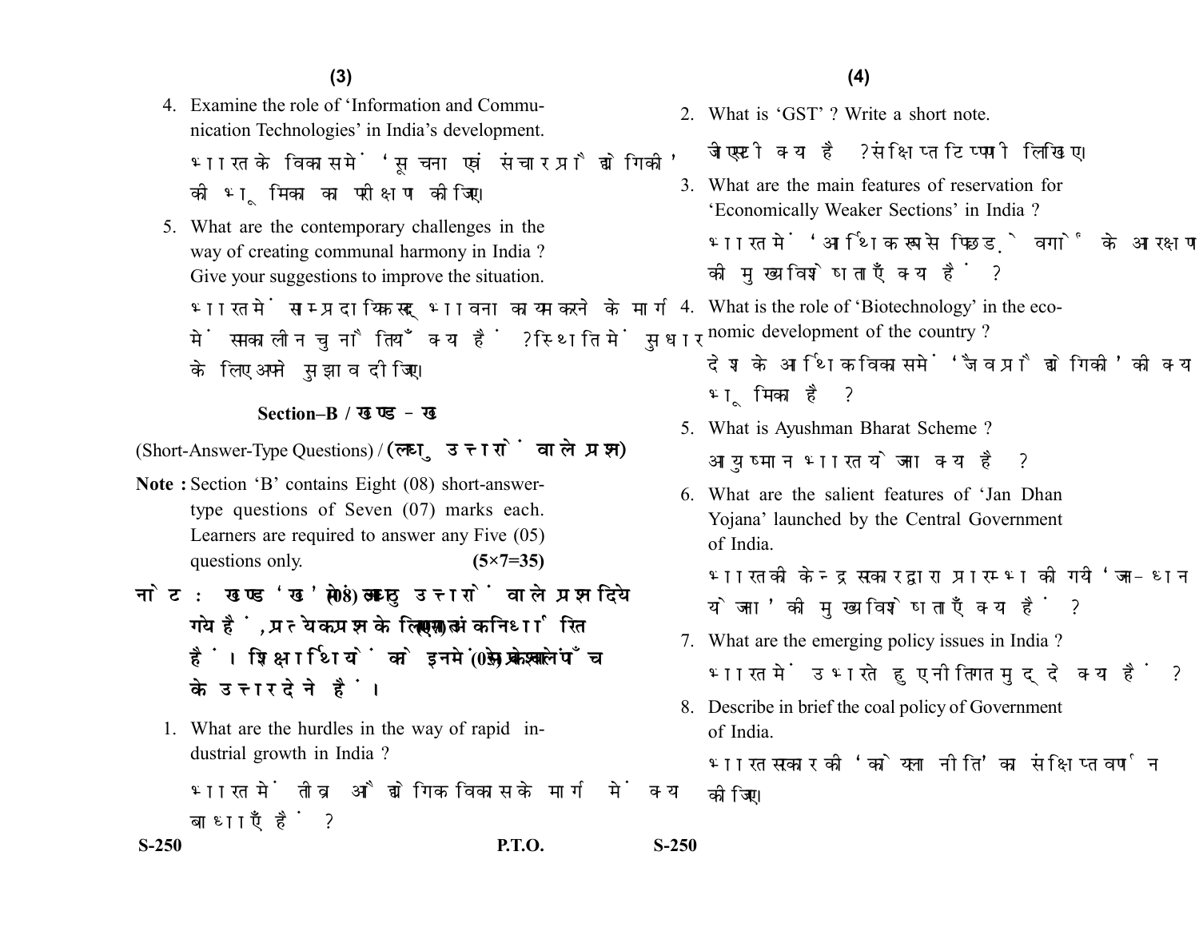4. Examine the role of 'Information and Communication Technologies' in India's development.

   भारत के विकास में 'सूचना एवं संचार प्रौद्योगिकी' की भूमिका का परीक्षण कीजिए।

5. What are the contemporary challenges in the way of creating communal harmony in India? Give your suggestions to improve the situation.

   भारत में साम्प्रदायिक सद्भावना कायम करने के मार्ग में समकालीन चुनौतियाँ क्या हैं? स्थिति में सुधार के लिए अपने सुझाव दीजिए।

## Section–B / खण्ड–ख

(Short-Answer-Type Questions) / **(लघु उत्तरों वाले प्रश्न)**

**Note :** Section 'B' contains Eight (08) short-answer-type questions of Seven (07) marks each. Learners are required to answer any Five (05) questions only. **(5×7=35)**

**नोट :** खण्ड 'ख' में आठ **(08)** लघु उत्तरों वाले प्रश्न दिये गये हैं, प्रत्येक प्रश्न के लिए सात **(07)** अंक निर्धारित हैं। शिक्षार्थियों को इनमें से केवल पाँच **(05)** प्रश्नों के उत्तर देने हैं।

1. What are the hurdles in the way of rapid industrial growth in India?

   भारत में तीव्र औद्योगिक विकास के मार्ग में क्या बाधाएँ हैं?

2. What is 'GST'? Write a short note.

   जीएसटी क्या है? संक्षिप्त टिप्पणी लिखिए।

3. What are the main features of reservation for 'Economically Weaker Sections' in India?

   भारत में 'आर्थिक रूप से पिछड़े वर्गों' के आरक्षण की मुख्य विशेषताएँ क्या हैं?

4. What is the role of 'Biotechnology' in the economic development of the country?

   देश के आर्थिक विकास में 'जैव प्रौद्योगिकी' की क्या भूमिका है?

5. What is Ayushman Bharat Scheme?

   आयुष्मान भारत योजना क्या है?

6. What are the salient features of 'Jan Dhan Yojana' launched by the Central Government of India.

   भारत की केन्द्र सरकार द्वारा प्रारम्भ की गयी 'जन-धन योजना' की मुख्य विशेषताएँ क्या हैं?

7. What are the emerging policy issues in India?

   भारत में उभरते हुए नीतिगत मुद्दे क्या हैं?

8. Describe in brief the coal policy of Government of India.

   भारत सरकार की 'कोयला नीति' का संक्षिप्त वर्णन कीजिए।